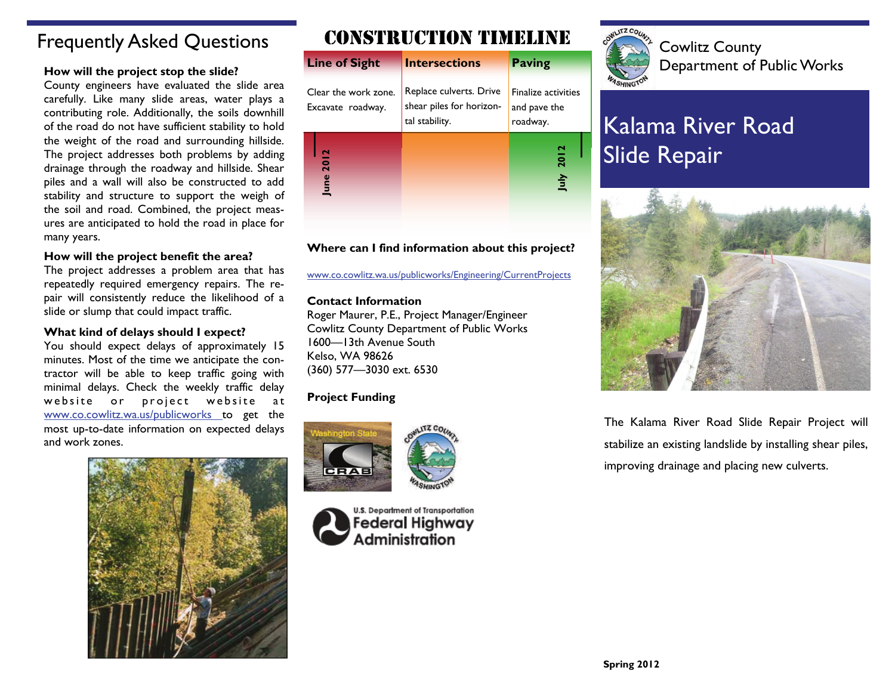# Frequently Asked Questions

**How will the project stop the slide?**

County engineers have evaluated the slide area carefully. Like many slide areas, water plays a contributing role. Additionally, the soils downhill of the road do not have sufficient stability to hold the weight of the road and surrounding hillside. The project addresses both problems by adding drainage through the roadway and hillside. Shear piles and a wall will also be constructed to add stability and structure to support the weigh of the soil and road. Combined, the project measures are anticipated to hold the road in place for many years.

**How will the project benefit the area?**

The project addresses a problem area that has repeatedly required emergency repairs. The repair will consistently reduce the likelihood of a slide or slump that could impact traffic.

**What kind of delays should I expect?**

You should expect delays of approximately 15 minutes. Most of the time we anticipate the contractor will be able to keep traffic going with minimal delays. Check the weekly traffic delay website or project website at www.co.cowlitz.wa.us/publicworks to get the most up-to-date information on expected delays and work zones.

# CONSTRUCTION TIMELINE

| Line of Sight | Intersections | Paving |
|---|---|---|
| Clear the work zone. Excavate roadway. | Replace culverts. Drive shear piles for horizontal stability. | Finalize activities and pave the roadway. |
| June 2012 | | July 2012 |

**Where can I find information about this project?**

www.co.cowlitz.wa.us/publicworks/Engineering/CurrentProjects

**Contact Information**

Roger Maurer, P.E., Project Manager/Engineer
Cowlitz County Department of Public Works
1600—13th Avenue South
Kelso, WA 98626
(360) 577—3030 ext. 6530

**Project Funding**

Washington State CRAB

U.S. Department of Transportation Federal Highway Administration

Cowlitz County Department of Public Works

# Kalama River Road Slide Repair

The Kalama River Road Slide Repair Project will stabilize an existing landslide by installing shear piles, improving drainage and placing new culverts.

**Spring 2012**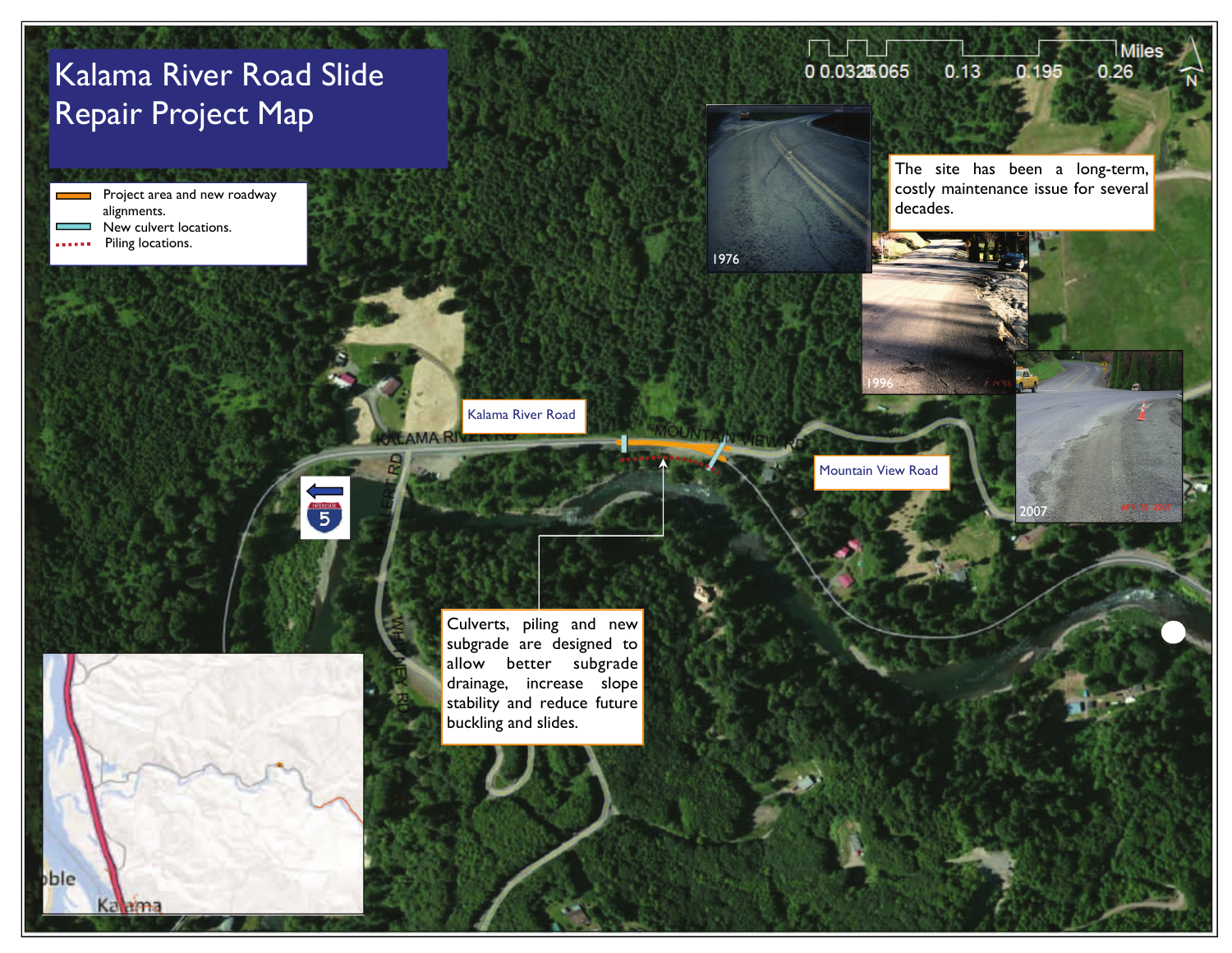# Kalama River Road Slide Repair Project Map

- Project area and new roadway alignments.
- New culvert locations.
- Piling locations.

0 0.0325 0.065 0.13 0.195 0.26 Miles

N

The site has been a long-term, costly maintenance issue for several decades.

1976

1996

2007

Kalama River Road

Mountain View Road

KALAMA RIVER RD

MOUNTAIN VIEW RD

5

Culverts, piling and new subgrade are designed to allow better subgrade drainage, increase slope stability and reduce future buckling and slides.

Kalama